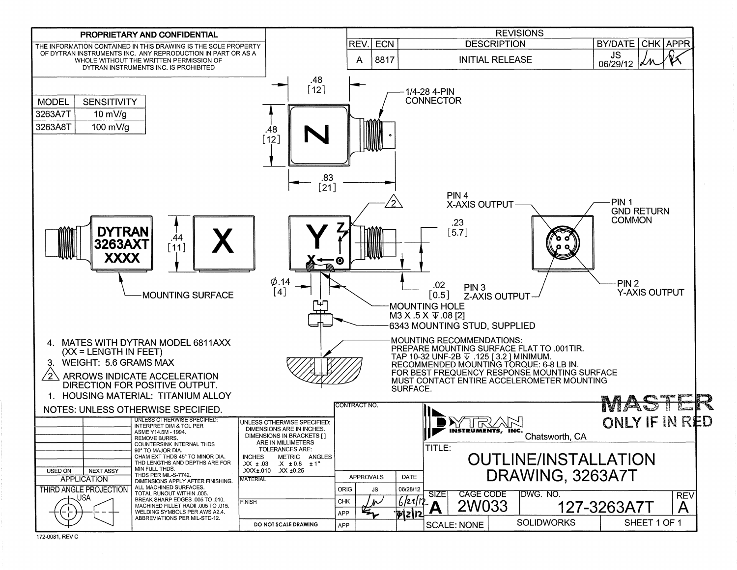**PROPRIETARY AND CONFIDENTIAL**

THE INFORMATION CONTAINED IN THIS DRAWING IS THE SOLE PROPERTY OF DYTRAN INSTRUMENTS INC. ANY REPRODUCTION IN PART OR AS A WHOLE WITHOUT THE WRITTEN PERMISSION OF DYTRAN INSTRUMENTS INC. IS PROHIBITED

**REVISIONS**

| REV. | ECN | DESCRIPTION | BY/DATE | CHK | APPR |
|---|---|---|---|---|---|
| A | 8817 | INITIAL RELEASE | JS 06/29/12 | | |

| MODEL | SENSITIVITY |
|---|---|
| 3263A7T | 10 mV/g |
| 3263A8T | 100 mV/g |

.48 [12]

.48 [12]

.83 [21]

1/4-28 4-PIN CONNECTOR

N

DYTRAN
3263AXT
XXXX

.44 [11]

X

Y

Z

X

MOUNTING SURFACE

2

PIN 4 X-AXIS OUTPUT

PIN 1 GND RETURN COMMON

.23 [5.7]

.02 [0.5]

PIN 3 Z-AXIS OUTPUT

PIN 2 Y-AXIS OUTPUT

Ø.14 [4]

MOUNTING HOLE M3 X .5 X ⊽ .08 [2]

6343 MOUNTING STUD, SUPPLIED

MOUNTING RECOMMENDATIONS:
PREPARE MOUNTING SURFACE FLAT TO .001TIR.
TAP 10-32 UNF-2B ⊽ .125 [ 3.2 ] MINIMUM.
RECOMMENDED MOUNTING TORQUE: 6-8 LB IN.
FOR BEST FREQUENCY RESPONSE MOUNTING SURFACE MUST CONTACT ENTIRE ACCELEROMETER MOUNTING SURFACE.

4. MATES WITH DYTRAN MODEL 6811AXX (XX = LENGTH IN FEET)
3. WEIGHT: 5.6 GRAMS MAX
2. ARROWS INDICATE ACCELERATION DIRECTION FOR POSITIVE OUTPUT.
1. HOUSING MATERIAL: TITANIUM ALLOY

NOTES: UNLESS OTHERWISE SPECIFIED.

MASTER ONLY IF IN RED

| USED ON | NEXT ASSY |
|---|---|
| APPLICATION | |

THIRD ANGLE PROJECTION USA

UNLESS OTHERWISE SPECIFIED:
INTERPRET DIM & TOL PER ASME Y14.5M - 1994.
REMOVE BURRS.
COUNTERSINK INTERNAL THDS 90° TO MINOR DIA.
CHAM EXT THDS 45° TO MINOR DIA.
THD LENGTHS AND DEPTHS ARE FOR MIN FULL THDS.
THDS PER MIL-S-7742.
DIMENSIONS APPLY AFTER FINISHING.
ALL MACHINED SURFACES.
TOTAL RUNOUT WITHIN .005.
BREAK SHARP EDGES .005 TO .010.
MACHINED FILLET RADII .005 TO .015.
WELDING SYMBOLS PER AWS A2.4.
ABBREVIATIONS PER MIL-STD-12.

UNLESS OTHERWISE SPECIFIED:
DIMENSIONS ARE IN INCHES.
DIMENSIONS IN BRACKETS [ ] ARE IN MILLIMETERS
TOLERANCES ARE:

| INCHES | METRIC | ANGLES |
|---|---|---|
| .XX ± .03 | .X ± 0.8 | ± 1° |
| .XXX±.010 | .XX ±0.25 | |

MATERIAL

FINISH

DO NOT SCALE DRAWING

CONTRACT NO.

| APPROVALS | | DATE |
|---|---|---|
| ORIG | JS | 06/28/12 |
| CHK | | 6/29/12 |
| APP | | 7/2/12 |
| APP | | |

DYTRAN INSTRUMENTS, INC. Chatsworth, CA

TITLE: OUTLINE/INSTALLATION DRAWING, 3263A7T

| SIZE | CAGE CODE | DWG. NO. | REV |
|---|---|---|---|
| A | 2W033 | 127-3263A7T | A |

SCALE: NONE | SOLIDWORKS | SHEET 1 OF 1

172-0081, REV C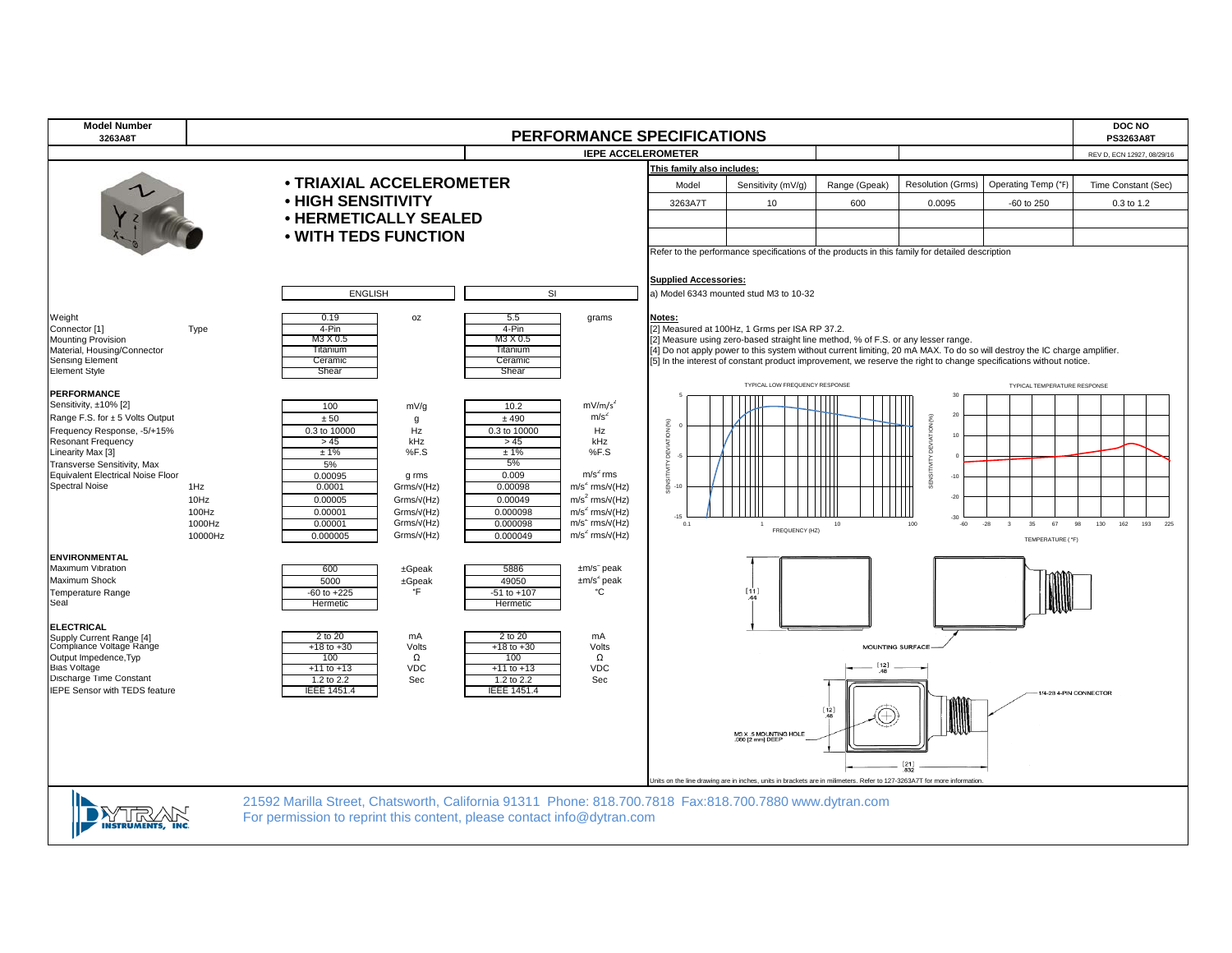**Model Number** 3263A8T

# PERFORMANCE SPECIFICATIONS

**DOC NO** PS3263A8T

## IEPE ACCELEROMETER

REV D, ECN 12927, 08/29/16

- **TRIAXIAL ACCELEROMETER**
- **HIGH SENSITIVITY**
- **HERMETICALLY SEALED**
- **WITH TEDS FUNCTION**

**This family also includes:**

| Model | Sensitivity (mV/g) | Range (Gpeak) | Resolution (Grms) | Operating Temp (°F) | Time Constant (Sec) |
|---|---|---|---|---|---|
| 3263A7T | 10 | 600 | 0.0095 | -60 to 250 | 0.3 to 1.2 |

Refer to the performance specifications of the products in this family for detailed description

**Supplied Accessories:**

a) Model 6343 mounted stud M3 to 10-32

| | | ENGLISH | | SI | |
|---|---|---|---|---|---|
| Weight | | 0.19 | oz | 5.5 | grams |
| Connector [1] | Type | 4-Pin | | 4-Pin | |
| Mounting Provision | | M3 X 0.5 | | M3 X 0.5 | |
| Material, Housing/Connector | | Titanium | | Titanium | |
| Sensing Element | | Ceramic | | Ceramic | |
| Element Style | | Shear | | Shear | |
| **PERFORMANCE** | | | | | |
| Sensitivity, ±10% [2] | | 100 | mV/g | 10.2 | mV/m/s² |
| Range F.S. for ± 5 Volts Output | | ± 50 | g | ± 490 | m/s² |
| Frequency Response, -5/+15% | | 0.3 to 10000 | Hz | 0.3 to 10000 | Hz |
| Resonant Frequency | | > 45 | kHz | > 45 | kHz |
| Linearity Max [3] | | ± 1% | %F.S | ± 1% | %F.S |
| Transverse Sensitivity, Max | | 5% | | 5% | |
| Equivalent Electrical Noise Floor | | 0.00095 | g rms | 0.009 | m/s² rms |
| Spectral Noise | 1Hz | 0.0001 | Grms/√(Hz) | 0.00098 | m/s² rms/√(Hz) |
| | 10Hz | 0.00005 | Grms/√(Hz) | 0.00049 | m/s² rms/√(Hz) |
| | 100Hz | 0.00001 | Grms/√(Hz) | 0.000098 | m/s² rms/√(Hz) |
| | 1000Hz | 0.00001 | Grms/√(Hz) | 0.000098 | m/s² rms/√(Hz) |
| | 10000Hz | 0.000005 | Grms/√(Hz) | 0.000049 | m/s² rms/√(Hz) |
| **ENVIRONMENTAL** | | | | | |
| Maximum Vibration | | 600 | ±Gpeak | 5886 | ±m/s² peak |
| Maximum Shock | | 5000 | ±Gpeak | 49050 | ±m/s² peak |
| Temperature Range | | -60 to +225 | °F | -51 to +107 | °C |
| Seal | | Hermetic | | Hermetic | |
| **ELECTRICAL** | | | | | |
| Supply Current Range [4] | | 2 to 20 | mA | 2 to 20 | mA |
| Compliance Voltage Range | | +18 to +30 | Volts | +18 to +30 | Volts |
| Output Impedence,Typ | | 100 | Ω | 100 | Ω |
| Bias Voltage | | +11 to +13 | VDC | +11 to +13 | VDC |
| Discharge Time Constant | | 1.2 to 2.2 | Sec | 1.2 to 2.2 | Sec |
| IEPE Sensor with TEDS feature | | IEEE 1451.4 | | IEEE 1451.4 | |

**Notes:**

[2] Measured at 100Hz, 1 Grms per ISA RP 37.2.
[2] Measure using zero-based straight line method, % of F.S. or any lesser range.
[4] Do not apply power to this system without current limiting, 20 mA MAX. To do so will destroy the IC charge amplifier.
[5] In the interest of constant product improvement, we reserve the right to change specifications without notice.

TYPICAL LOW FREQUENCY RESPONSE
SENSITIVITY DEVIATION (%)
5
0
-5
-10
-15
0.1
1
10
100
FREQUENCY (HZ)

TYPICAL TEMPERATURE RESPONSE
SENSITIVITY DEVIATION (%)
30
20
10
0
-10
-20
-30
-60 -28 3 35 67 98 130 162 193 225
TEMPERATURE (°F)

[11]
.44
MOUNTING SURFACE
[12]
.48
[12]
.48
1/4-28 4-PIN CONNECTOR
M3 X .5 MOUNTING HOLE
.080 [2 mm] DEEP
[21]
.832

Units on the line drawing are in inches, units in brackets are in milimeters. Refer to 127-3263A7T for more information.

DYTRAN INSTRUMENTS, INC.

21592 Marilla Street, Chatsworth, California 91311 Phone: 818.700.7818 Fax:818.700.7880 www.dytran.com
For permission to reprint this content, please contact info@dytran.com